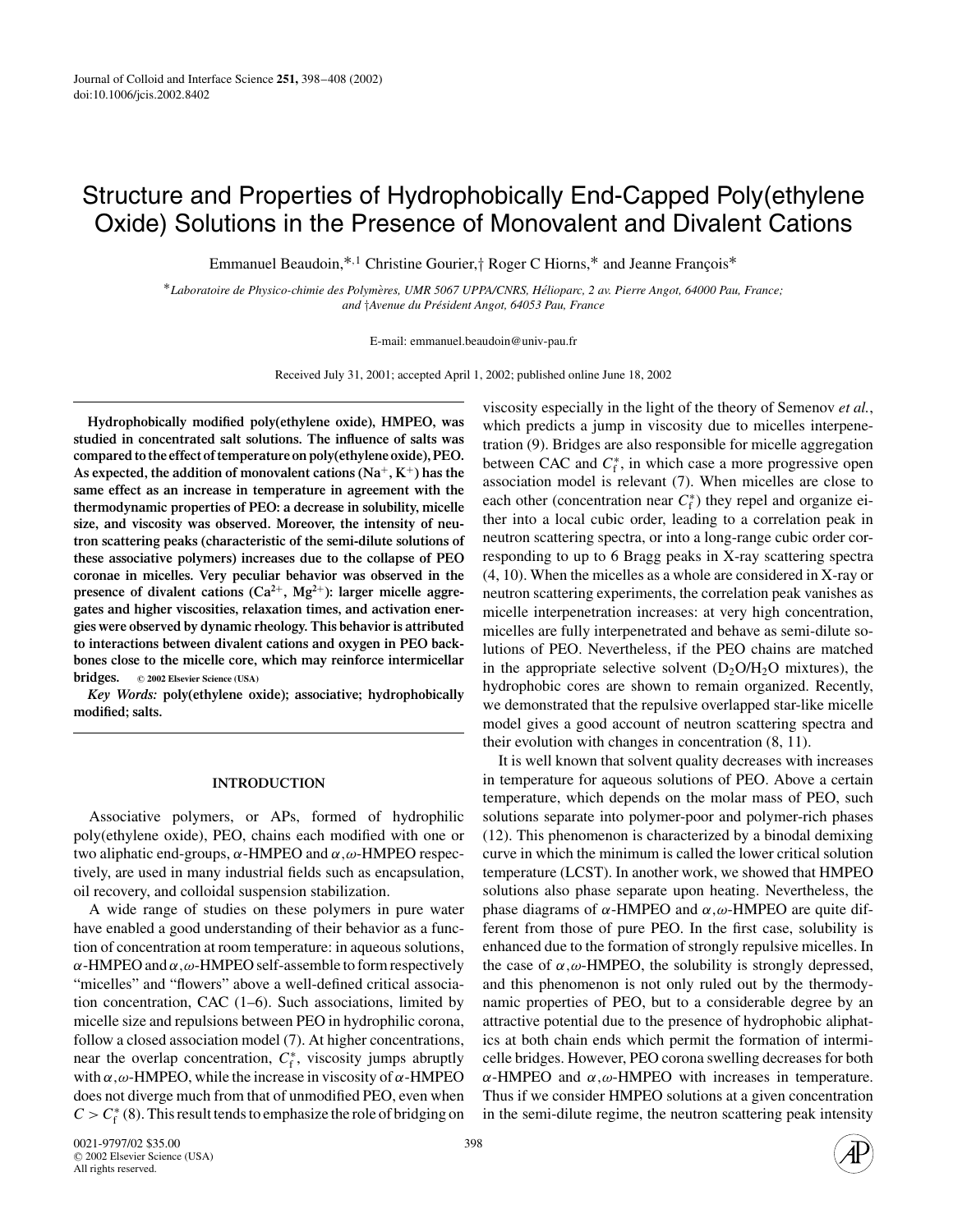# Structure and Properties of Hydrophobically End-Capped Poly(ethylene Oxide) Solutions in the Presence of Monovalent and Divalent Cations

Emmanuel Beaudoin,*,[1] Christine Gourier,† Roger C Hiorns,* and Jeanne François*

*Laboratoire de Physico-chimie des Polymères, UMR 5067 UPPA/CNRS, Hélioparc, 2 av. Pierre Angot, 64000 Pau, France; and †Avenue du Président Angot, 64053 Pau, France*

E-mail: emmanuel.beaudoin@univ-pau.fr

Received July 31, 2001; accepted April 1, 2002; published online June 18, 2002

**Hydrophobically modified poly(ethylene oxide), HMPEO, was studied in concentrated salt solutions. The influence of salts was compared to the effect of temperature on poly(ethylene oxide), PEO. As expected, the addition of monovalent cations ($Na^+$, $K^+$) has the same effect as an increase in temperature in agreement with the thermodynamic properties of PEO: a decrease in solubility, micelle size, and viscosity was observed. Moreover, the intensity of neutron scattering peaks (characteristic of the semi-dilute solutions of these associative polymers) increases due to the collapse of PEO coronae in micelles. Very peculiar behavior was observed in the presence of divalent cations ($Ca^{2+}$, $Mg^{2+}$): larger micelle aggregates and higher viscosities, relaxation times, and activation energies were observed by dynamic rheology. This behavior is attributed to interactions between divalent cations and oxygen in PEO backbones close to the micelle core, which may reinforce intermicellar bridges.** © 2002 Elsevier Science (USA)

***Key Words:*** **poly(ethylene oxide); associative; hydrophobically modified; salts.**

## INTRODUCTION

Associative polymers, or APs, formed of hydrophilic poly(ethylene oxide), PEO, chains each modified with one or two aliphatic end-groups, $\alpha$-HMPEO and $\alpha,\omega$-HMPEO respectively, are used in many industrial fields such as encapsulation, oil recovery, and colloidal suspension stabilization.

A wide range of studies on these polymers in pure water have enabled a good understanding of their behavior as a function of concentration at room temperature: in aqueous solutions, $\alpha$-HMPEO and $\alpha,\omega$-HMPEO self-assemble to form respectively "micelles" and "flowers" above a well-defined critical association concentration, CAC (1–6). Such associations, limited by micelle size and repulsions between PEO in hydrophilic corona, follow a closed association model (7). At higher concentrations, near the overlap concentration, $C_f^*$, viscosity jumps abruptly with $\alpha,\omega$-HMPEO, while the increase in viscosity of $\alpha$-HMPEO does not diverge much from that of unmodified PEO, even when $C > C_f^*$ (8). This result tends to emphasize the role of bridging on viscosity especially in the light of the theory of Semenov *et al.*, which predicts a jump in viscosity due to micelles interpenetration (9). Bridges are also responsible for micelle aggregation between CAC and $C_f^*$, in which case a more progressive open association model is relevant (7). When micelles are close to each other (concentration near $C_f^*$) they repel and organize either into a local cubic order, leading to a correlation peak in neutron scattering spectra, or into a long-range cubic order corresponding to up to 6 Bragg peaks in X-ray scattering spectra (4, 10). When the micelles as a whole are considered in X-ray or neutron scattering experiments, the correlation peak vanishes as micelle interpenetration increases: at very high concentration, micelles are fully interpenetrated and behave as semi-dilute solutions of PEO. Nevertheless, if the PEO chains are matched in the appropriate selective solvent ($D_2O/H_2O$ mixtures), the hydrophobic cores are shown to remain organized. Recently, we demonstrated that the repulsive overlapped star-like micelle model gives a good account of neutron scattering spectra and their evolution with changes in concentration (8, 11).

It is well known that solvent quality decreases with increases in temperature for aqueous solutions of PEO. Above a certain temperature, which depends on the molar mass of PEO, such solutions separate into polymer-poor and polymer-rich phases (12). This phenomenon is characterized by a binodal demixing curve in which the minimum is called the lower critical solution temperature (LCST). In another work, we showed that HMPEO solutions also phase separate upon heating. Nevertheless, the phase diagrams of $\alpha$-HMPEO and $\alpha,\omega$-HMPEO are quite different from those of pure PEO. In the first case, solubility is enhanced due to the formation of strongly repulsive micelles. In the case of $\alpha,\omega$-HMPEO, the solubility is strongly depressed, and this phenomenon is not only ruled out by the thermodynamic properties of PEO, but to a considerable degree by an attractive potential due to the presence of hydrophobic aliphatics at both chain ends which permit the formation of intermicelle bridges. However, PEO corona swelling decreases for both $\alpha$-HMPEO and $\alpha,\omega$-HMPEO with increases in temperature. Thus if we consider HMPEO solutions at a given concentration in the semi-dilute regime, the neutron scattering peak intensity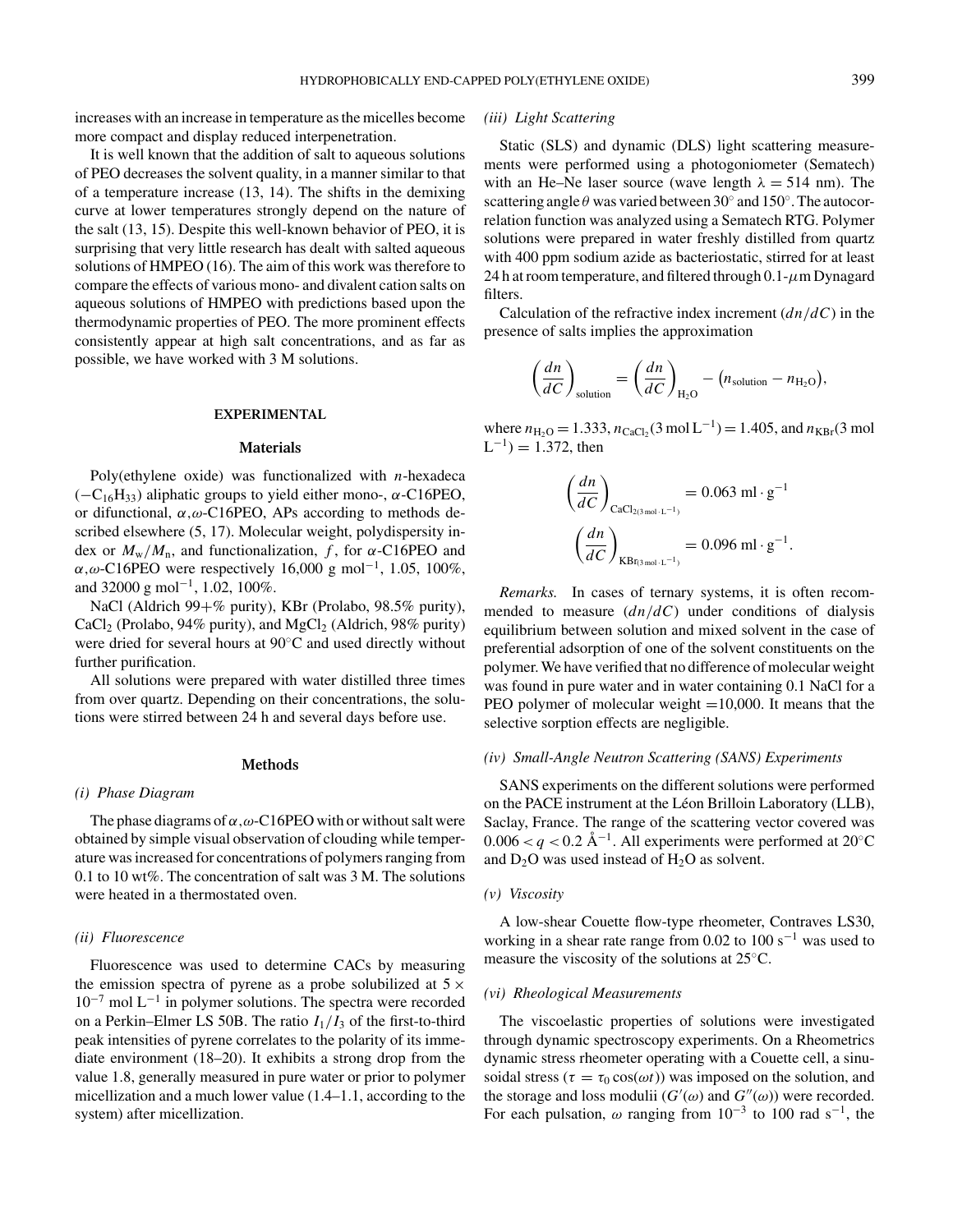increases with an increase in temperature as the micelles become more compact and display reduced interpenetration.

It is well known that the addition of salt to aqueous solutions of PEO decreases the solvent quality, in a manner similar to that of a temperature increase (13, 14). The shifts in the demixing curve at lower temperatures strongly depend on the nature of the salt (13, 15). Despite this well-known behavior of PEO, it is surprising that very little research has dealt with salted aqueous solutions of HMPEO (16). The aim of this work was therefore to compare the effects of various mono- and divalent cation salts on aqueous solutions of HMPEO with predictions based upon the thermodynamic properties of PEO. The more prominent effects consistently appear at high salt concentrations, and as far as possible, we have worked with 3 M solutions.

## EXPERIMENTAL

### Materials

Poly(ethylene oxide) was functionalized with *n*-hexadeca ($-C_{16}H_{33}$) aliphatic groups to yield either mono-, $\alpha$-C16PEO, or difunctional, $\alpha,\omega$-C16PEO, APs according to methods described elsewhere (5, 17). Molecular weight, polydispersity index or $M_w/M_n$, and functionalization, $f$, for $\alpha$-C16PEO and $\alpha,\omega$-C16PEO were respectively 16,000 g mol$^{-1}$, 1.05, 100%, and 32000 g mol$^{-1}$, 1.02, 100%.

NaCl (Aldrich 99+% purity), KBr (Prolabo, 98.5% purity), $CaCl_2$ (Prolabo, 94% purity), and $MgCl_2$ (Aldrich, 98% purity) were dried for several hours at 90°C and used directly without further purification.

All solutions were prepared with water distilled three times from over quartz. Depending on their concentrations, the solutions were stirred between 24 h and several days before use.

### Methods

*(i) Phase Diagram*

The phase diagrams of $\alpha,\omega$-C16PEO with or without salt were obtained by simple visual observation of clouding while temperature was increased for concentrations of polymers ranging from 0.1 to 10 wt%. The concentration of salt was 3 M. The solutions were heated in a thermostated oven.

*(ii) Fluorescence*

Fluorescence was used to determine CACs by measuring the emission spectra of pyrene as a probe solubilized at $5 \times 10^{-7}$ mol L$^{-1}$ in polymer solutions. The spectra were recorded on a Perkin–Elmer LS 50B. The ratio $I_1/I_3$ of the first-to-third peak intensities of pyrene correlates to the polarity of its immediate environment (18–20). It exhibits a strong drop from the value 1.8, generally measured in pure water or prior to polymer micellization and a much lower value (1.4–1.1, according to the system) after micellization.

*(iii) Light Scattering*

Static (SLS) and dynamic (DLS) light scattering measurements were performed using a photogoniometer (Sematech) with an He–Ne laser source (wave length $\lambda = 514$ nm). The scattering angle $\theta$ was varied between 30° and 150°. The autocorrelation function was analyzed using a Sematech RTG. Polymer solutions were prepared in water freshly distilled from quartz with 400 ppm sodium azide as bacteriostatic, stirred for at least 24 h at room temperature, and filtered through 0.1-$\mu$m Dynagard filters.

Calculation of the refractive index increment ($dn/dC$) in the presence of salts implies the approximation

$$\left(\frac{dn}{dC}\right)_{\text{solution}} = \left(\frac{dn}{dC}\right)_{H_2O} - \left(n_{\text{solution}} - n_{H_2O}\right),$$

where $n_{H_2O} = 1.333$, $n_{CaCl_2}(3 \text{ mol L}^{-1}) = 1.405$, and $n_{KBr}(3 \text{ mol L}^{-1}) = 1.372$, then

$$\left(\frac{dn}{dC}\right)_{CaCl_{2(3\,\text{mol}\cdot\text{L}^{-1})}} = 0.063 \text{ ml} \cdot \text{g}^{-1}$$

$$\left(\frac{dn}{dC}\right)_{KBr_{(3\,\text{mol}\cdot\text{L}^{-1})}} = 0.096 \text{ ml} \cdot \text{g}^{-1}.$$

*Remarks.* In cases of ternary systems, it is often recommended to measure ($dn/dC$) under conditions of dialysis equilibrium between solution and mixed solvent in the case of preferential adsorption of one of the solvent constituents on the polymer. We have verified that no difference of molecular weight was found in pure water and in water containing 0.1 NaCl for a PEO polymer of molecular weight =10,000. It means that the selective sorption effects are negligible.

*(iv) Small-Angle Neutron Scattering (SANS) Experiments*

SANS experiments on the different solutions were performed on the PACE instrument at the Léon Brillouin Laboratory (LLB), Saclay, France. The range of the scattering vector covered was $0.006 < q < 0.2$ Å$^{-1}$. All experiments were performed at 20°C and $D_2O$ was used instead of $H_2O$ as solvent.

*(v) Viscosity*

A low-shear Couette flow-type rheometer, Contraves LS30, working in a shear rate range from 0.02 to 100 s$^{-1}$ was used to measure the viscosity of the solutions at 25°C.

*(vi) Rheological Measurements*

The viscoelastic properties of solutions were investigated through dynamic spectroscopy experiments. On a Rheometrics dynamic stress rheometer operating with a Couette cell, a sinusoidal stress ($\tau = \tau_0 \cos(\omega t)$) was imposed on the solution, and the storage and loss modulii ($G'(\omega)$ and $G''(\omega)$) were recorded. For each pulsation, $\omega$ ranging from $10^{-3}$ to 100 rad s$^{-1}$, the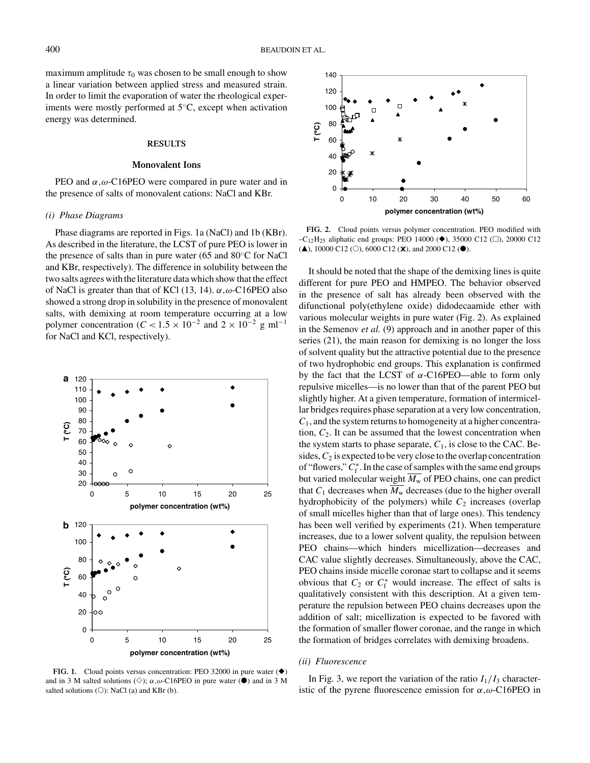maximum amplitude $\tau_0$ was chosen to be small enough to show a linear variation between applied stress and measured strain. In order to limit the evaporation of water the rheological experiments were mostly performed at 5°C, except when activation energy was determined.

## RESULTS

### Monovalent Ions

PEO and $\alpha,\omega$-C16PEO were compared in pure water and in the presence of salts of monovalent cations: NaCl and KBr.

#### *(i) Phase Diagrams*

Phase diagrams are reported in Figs. 1a (NaCl) and 1b (KBr). As described in the literature, the LCST of pure PEO is lower in the presence of salts than in pure water (65 and 80°C for NaCl and KBr, respectively). The difference in solubility between the two salts agrees with the literature data which show that the effect of NaCl is greater than that of KCl (13, 14). $\alpha,\omega$-C16PEO also showed a strong drop in solubility in the presence of monovalent salts, with demixing at room temperature occurring at a low polymer concentration ($C < 1.5 \times 10^{-2}$ and $2 \times 10^{-2}$ g ml$^{-1}$ for NaCl and KCl, respectively).

**FIG. 1.** Cloud points versus concentration: PEO 32000 in pure water (◆) and in 3 M salted solutions (◇); $\alpha,\omega$-C16PEO in pure water (●) and in 3 M salted solutions (○): NaCl (a) and KBr (b).

**FIG. 2.** Cloud points versus polymer concentration. PEO modified with $-C_{12}H_{25}$ aliphatic end groups: PEO 14000 (◆), 35000 C12 (□), 20000 C12 (▲), 10000 C12 (○), 6000 C12 (✱), and 2000 C12 (●).

It should be noted that the shape of the demixing lines is quite different for pure PEO and HMPEO. The behavior observed in the presence of salt has already been observed with the difunctional poly(ethylene oxide) didodecaamide ether with various molecular weights in pure water (Fig. 2). As explained in the Semenov *et al.* (9) approach and in another paper of this series (21), the main reason for demixing is no longer the loss of solvent quality but the attractive potential due to the presence of two hydrophobic end groups. This explanation is confirmed by the fact that the LCST of $\alpha$-C16PEO—able to form only repulsive micelles—is no lower than that of the parent PEO but slightly higher. At a given temperature, formation of intermicellar bridges requires phase separation at a very low concentration, $C_1$, and the system returns to homogeneity at a higher concentration, $C_2$. It can be assumed that the lowest concentration when the system starts to phase separate, $C_1$, is close to the CAC. Besides, $C_2$ is expected to be very close to the overlap concentration of "flowers," $C_f^*$. In the case of samples with the same end groups but varied molecular weight $\overline{M_w}$ of PEO chains, one can predict that $C_1$ decreases when $\overline{M_w}$ decreases (due to the higher overall hydrophobicity of the polymers) while $C_2$ increases (overlap of small micelles higher than that of large ones). This tendency has been well verified by experiments (21). When temperature increases, due to a lower solvent quality, the repulsion between PEO chains—which hinders micellization—decreases and CAC value slightly decreases. Simultaneously, above the CAC, PEO chains inside micelle coronae start to collapse and it seems obvious that $C_2$ or $C_f^*$ would increase. The effect of salts is qualitatively consistent with this description. At a given temperature the repulsion between PEO chains decreases upon the addition of salt; micellization is expected to be favored with the formation of smaller flower coronae, and the range in which the formation of bridges correlates with demixing broadens.

#### *(ii) Fluorescence*

In Fig. 3, we report the variation of the ratio $I_1/I_3$ characteristic of the pyrene fluorescence emission for $\alpha,\omega$-C16PEO in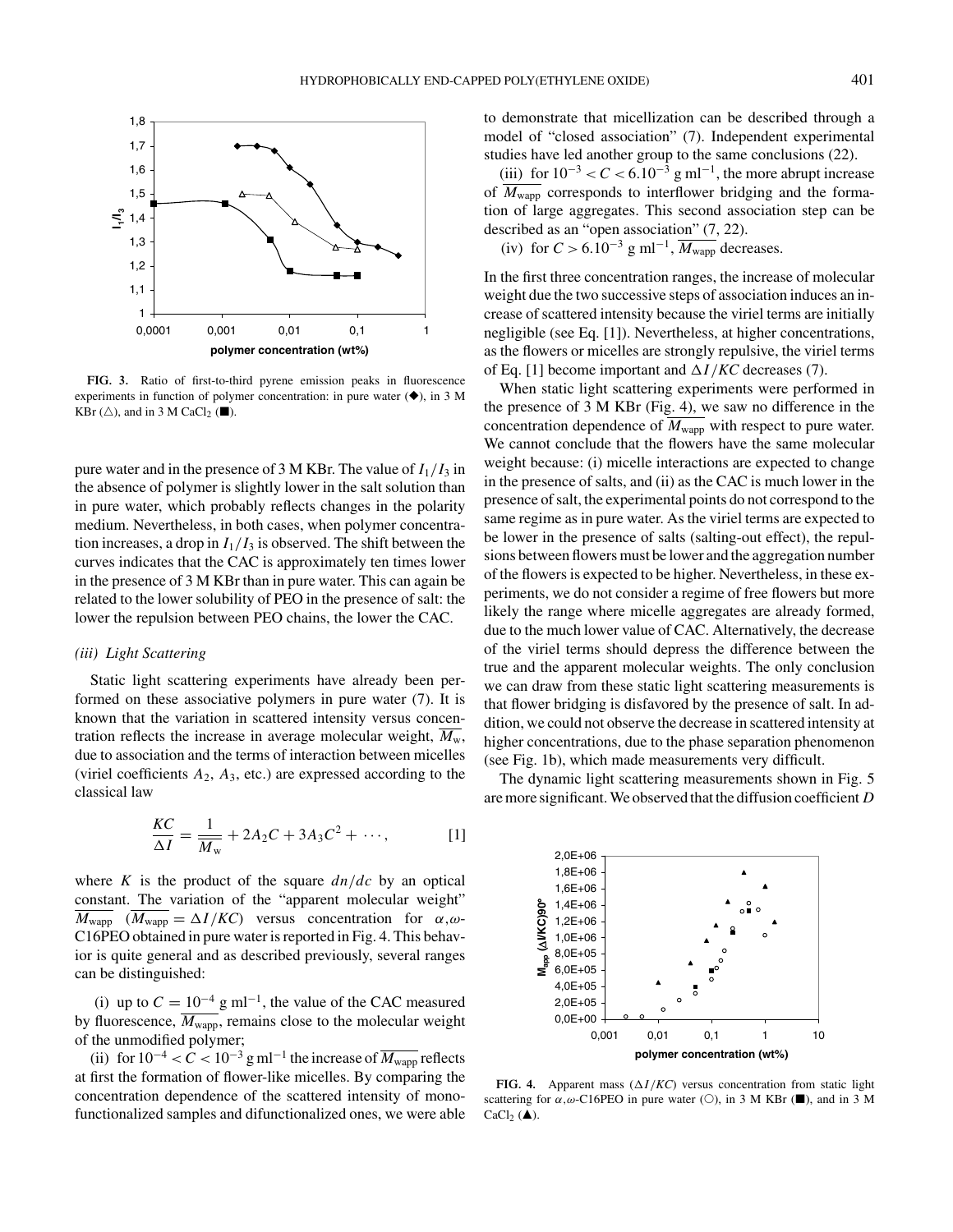FIG. 3. Ratio of first-to-third pyrene emission peaks in fluorescence experiments in function of polymer concentration: in pure water (◆), in 3 M KBr (△), and in 3 M $CaCl_2$ (■).

pure water and in the presence of 3 M KBr. The value of $I_1/I_3$ in the absence of polymer is slightly lower in the salt solution than in pure water, which probably reflects changes in the polarity medium. Nevertheless, in both cases, when polymer concentration increases, a drop in $I_1/I_3$ is observed. The shift between the curves indicates that the CAC is approximately ten times lower in the presence of 3 M KBr than in pure water. This can again be related to the lower solubility of PEO in the presence of salt: the lower the repulsion between PEO chains, the lower the CAC.

### *(iii) Light Scattering*

Static light scattering experiments have already been performed on these associative polymers in pure water (7). It is known that the variation in scattered intensity versus concentration reflects the increase in average molecular weight, $\overline{M_w}$, due to association and the terms of interaction between micelles (viriel coefficients $A_2$, $A_3$, etc.) are expressed according to the classical law

$$\frac{KC}{\Delta I} = \frac{1}{\overline{M_w}} + 2A_2C + 3A_3C^2 + \cdots, \qquad [1]$$

where $K$ is the product of the square $dn/dc$ by an optical constant. The variation of the "apparent molecular weight" $\overline{M_{wapp}}$ ($\overline{M_{wapp}} = \Delta I/KC$) versus concentration for $\alpha,\omega$-C16PEO obtained in pure water is reported in Fig. 4. This behavior is quite general and as described previously, several ranges can be distinguished:

(i) up to $C = 10^{-4}$ g ml$^{-1}$, the value of the CAC measured by fluorescence, $\overline{M_{wapp}}$, remains close to the molecular weight of the unmodified polymer;

(ii) for $10^{-4} < C < 10^{-3}$ g ml$^{-1}$ the increase of $\overline{M_{wapp}}$ reflects at first the formation of flower-like micelles. By comparing the concentration dependence of the scattered intensity of monofunctionalized samples and difunctionalized ones, we were able to demonstrate that micellization can be described through a model of "closed association" (7). Independent experimental studies have led another group to the same conclusions (22).

(iii) for $10^{-3} < C < 6.10^{-3}$ g ml$^{-1}$, the more abrupt increase of $\overline{M_{wapp}}$ corresponds to interflower bridging and the formation of large aggregates. This second association step can be described as an "open association" (7, 22).

(iv) for $C > 6.10^{-3}$ g ml$^{-1}$, $\overline{M_{wapp}}$ decreases.

In the first three concentration ranges, the increase of molecular weight due the two successive steps of association induces an increase of scattered intensity because the viriel terms are initially negligible (see Eq. [1]). Nevertheless, at higher concentrations, as the flowers or micelles are strongly repulsive, the viriel terms of Eq. [1] become important and $\Delta I/KC$ decreases (7).

When static light scattering experiments were performed in the presence of 3 M KBr (Fig. 4), we saw no difference in the concentration dependence of $\overline{M_{wapp}}$ with respect to pure water. We cannot conclude that the flowers have the same molecular weight because: (i) micelle interactions are expected to change in the presence of salts, and (ii) as the CAC is much lower in the presence of salt, the experimental points do not correspond to the same regime as in pure water. As the viriel terms are expected to be lower in the presence of salts (salting-out effect), the repulsions between flowers must be lower and the aggregation number of the flowers is expected to be higher. Nevertheless, in these experiments, we do not consider a regime of free flowers but more likely the range where micelle aggregates are already formed, due to the much lower value of CAC. Alternatively, the decrease of the viriel terms should depress the difference between the true and the apparent molecular weights. The only conclusion we can draw from these static light scattering measurements is that flower bridging is disfavored by the presence of salt. In addition, we could not observe the decrease in scattered intensity at higher concentrations, due to the phase separation phenomenon (see Fig. 1b), which made measurements very difficult.

The dynamic light scattering measurements shown in Fig. 5 are more significant. We observed that the diffusion coefficient $D$

FIG. 4. Apparent mass ($\Delta I/KC$) versus concentration from static light scattering for $\alpha,\omega$-C16PEO in pure water (○), in 3 M KBr (■), and in 3 M $CaCl_2$ (▲).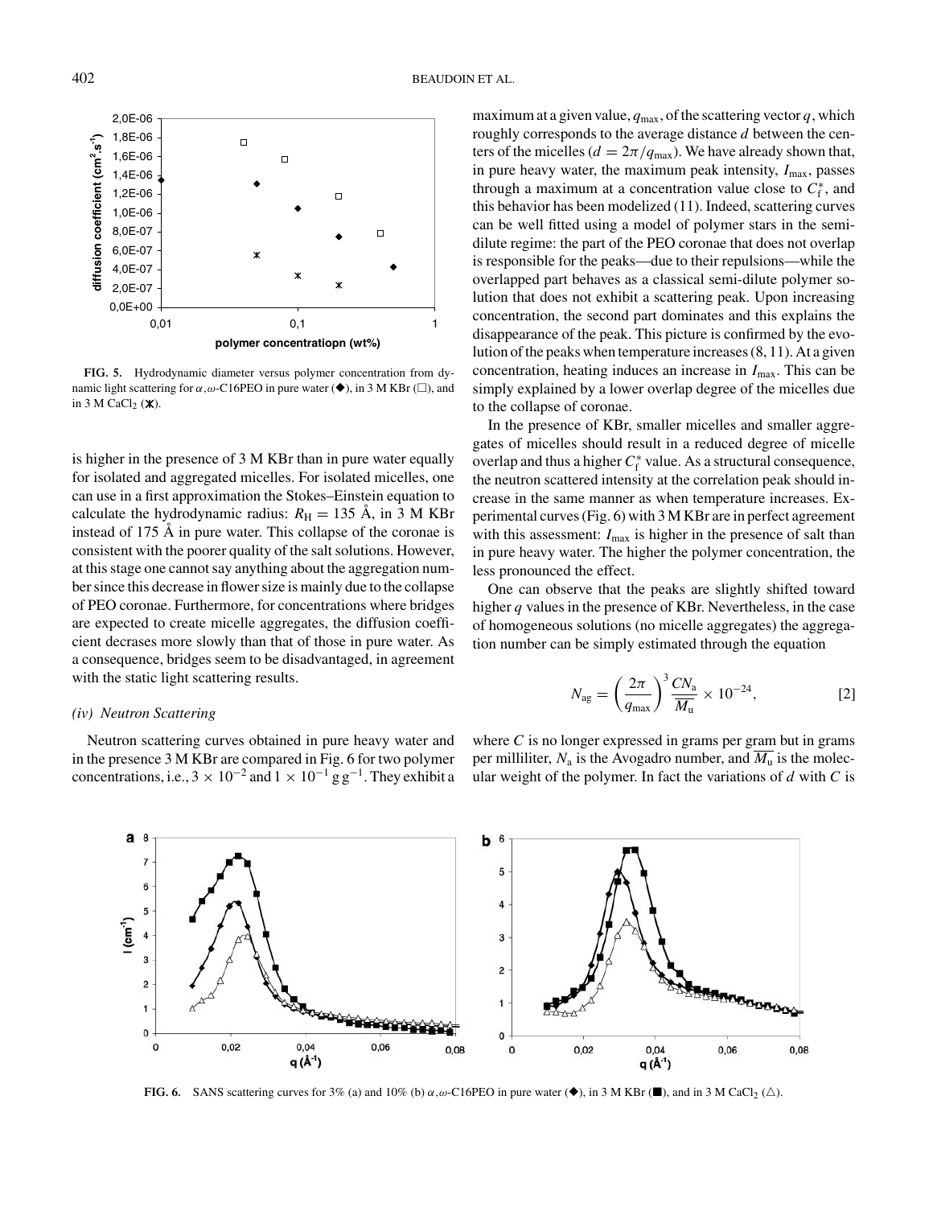FIG. 5. Hydrodynamic diameter versus polymer concentration from dynamic light scattering for $\alpha,\omega$-C16PEO in pure water (◆), in 3 M KBr (□), and in 3 M $CaCl_2$ (✱).

is higher in the presence of 3 M KBr than in pure water equally for isolated and aggregated micelles. For isolated micelles, one can use in a first approximation the Stokes–Einstein equation to calculate the hydrodynamic radius: $R_H = 135$ Å, in 3 M KBr instead of 175 Å in pure water. This collapse of the coronae is consistent with the poorer quality of the salt solutions. However, at this stage one cannot say anything about the aggregation number since this decrease in flower size is mainly due to the collapse of PEO coronae. Furthermore, for concentrations where bridges are expected to create micelle aggregates, the diffusion coefficient decrases more slowly than that of those in pure water. As a consequence, bridges seem to be disadvantaged, in agreement with the static light scattering results.

### *(iv) Neutron Scattering*

Neutron scattering curves obtained in pure heavy water and in the presence 3 M KBr are compared in Fig. 6 for two polymer concentrations, i.e., $3 \times 10^{-2}$ and $1 \times 10^{-1}$ g g$^{-1}$. They exhibit a maximum at a given value, $q_{max}$, of the scattering vector $q$, which roughly corresponds to the average distance $d$ between the centers of the micelles ($d = 2\pi/q_{max}$). We have already shown that, in pure heavy water, the maximum peak intensity, $I_{max}$, passes through a maximum at a concentration value close to $C_f^*$, and this behavior has been modelized (11). Indeed, scattering curves can be well fitted using a model of polymer stars in the semi-dilute regime: the part of the PEO coronae that does not overlap is responsible for the peaks—due to their repulsions—while the overlapped part behaves as a classical semi-dilute polymer solution that does not exhibit a scattering peak. Upon increasing concentration, the second part dominates and this explains the disappearance of the peak. This picture is confirmed by the evolution of the peaks when temperature increases (8, 11). At a given concentration, heating induces an increase in $I_{max}$. This can be simply explained by a lower overlap degree of the micelles due to the collapse of coronae.

In the presence of KBr, smaller micelles and smaller aggregates of micelles should result in a reduced degree of micelle overlap and thus a higher $C_f^*$ value. As a structural consequence, the neutron scattered intensity at the correlation peak should increase in the same manner as when temperature increases. Experimental curves (Fig. 6) with 3 M KBr are in perfect agreement with this assessment: $I_{max}$ is higher in the presence of salt than in pure heavy water. The higher the polymer concentration, the less pronounced the effect.

One can observe that the peaks are slightly shifted toward higher $q$ values in the presence of KBr. Nevertheless, in the case of homogeneous solutions (no micelle aggregates) the aggregation number can be simply estimated through the equation

$$N_{ag} = \left(\frac{2\pi}{q_{max}}\right)^3 \frac{CN_a}{\overline{M_u}} \times 10^{-24}, \qquad [2]$$

where $C$ is no longer expressed in grams per gram but in grams per milliliter, $N_a$ is the Avogadro number, and $\overline{M_u}$ is the molecular weight of the polymer. In fact the variations of $d$ with $C$ is

FIG. 6. SANS scattering curves for 3% (a) and 10% (b) $\alpha,\omega$-C16PEO in pure water (◆), in 3 M KBr (■), and in 3 M $CaCl_2$ (△).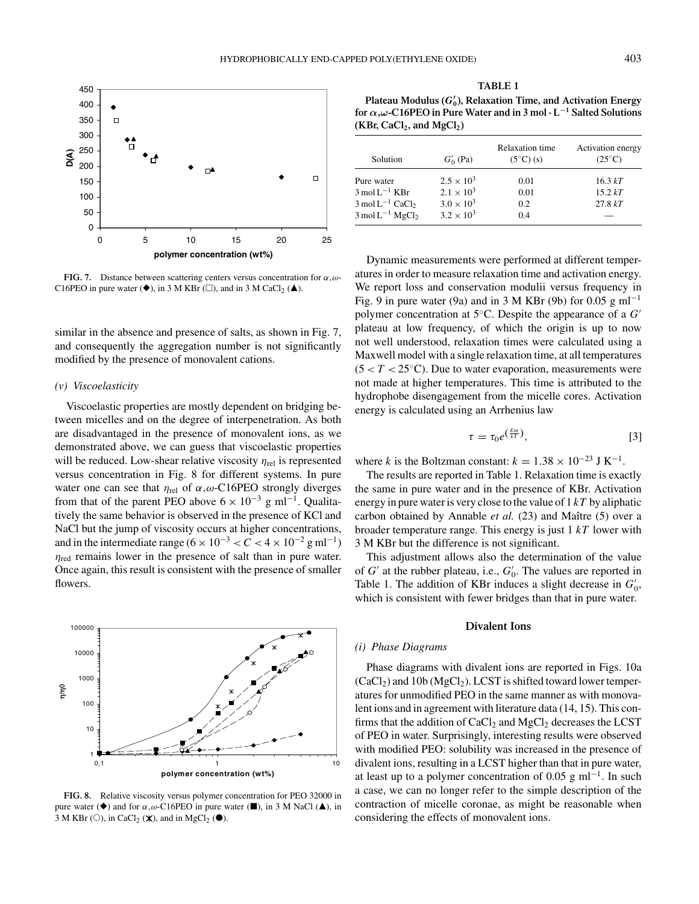FIG. 7. Distance between scattering centers versus concentration for $\alpha,\omega$-C16PEO in pure water (◆), in 3 M KBr (□), and in 3 M $CaCl_2$ (▲).

similar in the absence and presence of salts, as shown in Fig. 7, and consequently the aggregation number is not significantly modified by the presence of monovalent cations.

### *(v) Viscoelasticity*

Viscoelastic properties are mostly dependent on bridging between micelles and on the degree of interpenetration. As both are disadvantaged in the presence of monovalent ions, as we demonstrated above, we can guess that viscoelastic properties will be reduced. Low-shear relative viscosity $\eta_{rel}$ is represented versus concentration in Fig. 8 for different systems. In pure water one can see that $\eta_{rel}$ of $\alpha,\omega$-C16PEO strongly diverges from that of the parent PEO above $6 \times 10^{-3}$ g ml$^{-1}$. Qualitatively the same behavior is observed in the presence of KCl and NaCl but the jump of viscosity occurs at higher concentrations, and in the intermediate range ($6 \times 10^{-3} < C < 4 \times 10^{-2}$ g ml$^{-1}$) $\eta_{red}$ remains lower in the presence of salt than in pure water. Once again, this result is consistent with the presence of smaller flowers.

FIG. 8. Relative viscosity versus polymer concentration for PEO 32000 in pure water (◆) and for $\alpha,\omega$-C16PEO in pure water (■), in 3 M NaCl (▲), in 3 M KBr (○), in $CaCl_2$ (✱), and in $MgCl_2$ (●).

**TABLE 1**

**Plateau Modulus ($G'_0$), Relaxation Time, and Activation Energy for $\alpha,\omega$-C16PEO in Pure Water and in 3 mol · L$^{-1}$ Salted Solutions (KBr, $CaCl_2$, and $MgCl_2$)**

| Solution | $G'_0$ (Pa) | Relaxation time (5°C) (s) | Activation energy (25°C) |
|---|---|---|---|
| Pure water | $2.5 \times 10^3$ | 0.01 | 16.3 $kT$ |
| 3 mol L$^{-1}$ KBr | $2.1 \times 10^3$ | 0.01 | 15.2 $kT$ |
| 3 mol L$^{-1}$ $CaCl_2$ | $3.0 \times 10^3$ | 0.2 | 27.8 $kT$ |
| 3 mol L$^{-1}$ $MgCl_2$ | $3.2 \times 10^3$ | 0.4 | — |

Dynamic measurements were performed at different temperatures in order to measure relaxation time and activation energy. We report loss and conservation modulii versus frequency in Fig. 9 in pure water (9a) and in 3 M KBr (9b) for 0.05 g ml$^{-1}$ polymer concentration at 5°C. Despite the appearance of a $G'$ plateau at low frequency, of which the origin is up to now not well understood, relaxation times were calculated using a Maxwell model with a single relaxation time, at all temperatures ($5 < T < 25$°C). Due to water evaporation, measurements were not made at higher temperatures. This time is attributed to the hydrophobe disengagement from the micelle cores. Activation energy is calculated using an Arrhenius law

$$\tau = \tau_0 e^{\left(\frac{Em}{kT}\right)}, \quad [3]$$

where $k$ is the Boltzman constant: $k = 1.38 \times 10^{-23}$ J K$^{-1}$.

The results are reported in Table 1. Relaxation time is exactly the same in pure water and in the presence of KBr. Activation energy in pure water is very close to the value of 1 $kT$ by aliphatic carbon obtained by Annable *et al.* (23) and Maître (5) over a broader temperature range. This energy is just 1 $kT$ lower with 3 M KBr but the difference is not significant.

This adjustment allows also the determination of the value of $G'$ at the rubber plateau, i.e., $G'_0$. The values are reported in Table 1. The addition of KBr induces a slight decrease in $G'_0$, which is consistent with fewer bridges than that in pure water.

## Divalent Ions

### *(i) Phase Diagrams*

Phase diagrams with divalent ions are reported in Figs. 10a ($CaCl_2$) and 10b ($MgCl_2$). LCST is shifted toward lower temperatures for unmodified PEO in the same manner as with monovalent ions and in agreement with literature data (14, 15). This confirms that the addition of $CaCl_2$ and $MgCl_2$ decreases the LCST of PEO in water. Surprisingly, interesting results were observed with modified PEO: solubility was increased in the presence of divalent ions, resulting in a LCST higher than that in pure water, at least up to a polymer concentration of 0.05 g ml$^{-1}$. In such a case, we can no longer refer to the simple description of the contraction of micelle coronae, as might be reasonable when considering the effects of monovalent ions.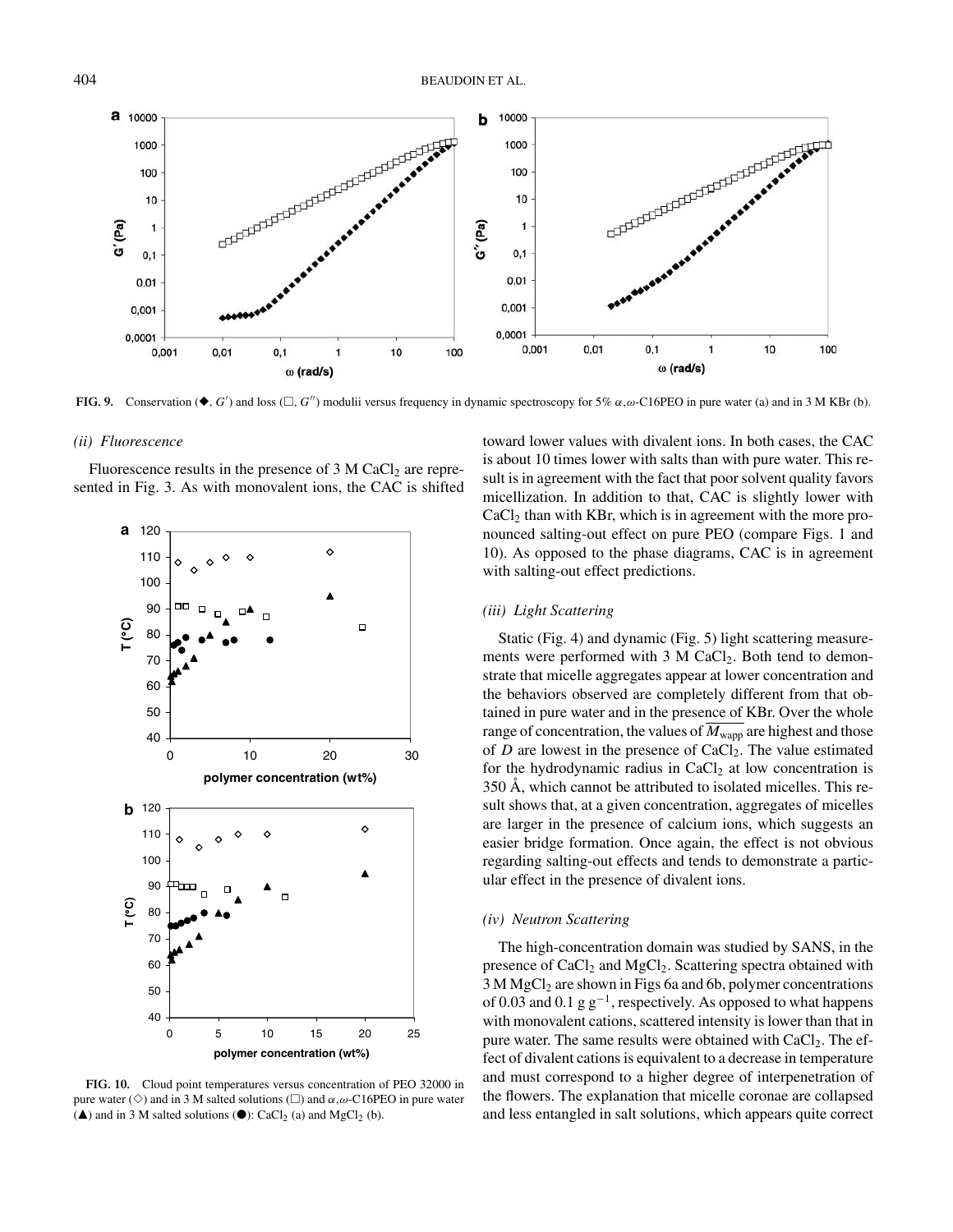**FIG. 9.** Conservation (◆, $G'$) and loss (□, $G''$) modulii versus frequency in dynamic spectroscopy for 5% $\alpha,\omega$-C16PEO in pure water (a) and in 3 M KBr (b).

*(ii) Fluorescence*

Fluorescence results in the presence of 3 M $CaCl_2$ are represented in Fig. 3. As with monovalent ions, the CAC is shifted toward lower values with divalent ions. In both cases, the CAC is about 10 times lower with salts than with pure water. This result is in agreement with the fact that poor solvent quality favors micellization. In addition to that, CAC is slightly lower with $CaCl_2$ than with KBr, which is in agreement with the more pronounced salting-out effect on pure PEO (compare Figs. 1 and 10). As opposed to the phase diagrams, CAC is in agreement with salting-out effect predictions.

**FIG. 10.** Cloud point temperatures versus concentration of PEO 32000 in pure water (◇) and in 3 M salted solutions (□) and $\alpha,\omega$-C16PEO in pure water (▲) and in 3 M salted solutions (●): $CaCl_2$ (a) and $MgCl_2$ (b).

*(iii) Light Scattering*

Static (Fig. 4) and dynamic (Fig. 5) light scattering measurements were performed with 3 M $CaCl_2$. Both tend to demonstrate that micelle aggregates appear at lower concentration and the behaviors observed are completely different from that obtained in pure water and in the presence of KBr. Over the whole range of concentration, the values of $\overline{M_{\text{wapp}}}$ are highest and those of $D$ are lowest in the presence of $CaCl_2$. The value estimated for the hydrodynamic radius in $CaCl_2$ at low concentration is 350 Å, which cannot be attributed to isolated micelles. This result shows that, at a given concentration, aggregates of micelles are larger in the presence of calcium ions, which suggests an easier bridge formation. Once again, the effect is not obvious regarding salting-out effects and tends to demonstrate a particular effect in the presence of divalent ions.

*(iv) Neutron Scattering*

The high-concentration domain was studied by SANS, in the presence of $CaCl_2$ and $MgCl_2$. Scattering spectra obtained with 3 M $MgCl_2$ are shown in Figs 6a and 6b, polymer concentrations of 0.03 and 0.1 g $g^{-1}$, respectively. As opposed to what happens with monovalent cations, scattered intensity is lower than that in pure water. The same results were obtained with $CaCl_2$. The effect of divalent cations is equivalent to a decrease in temperature and must correspond to a higher degree of interpenetration of the flowers. The explanation that micelle coronae are collapsed and less entangled in salt solutions, which appears quite correct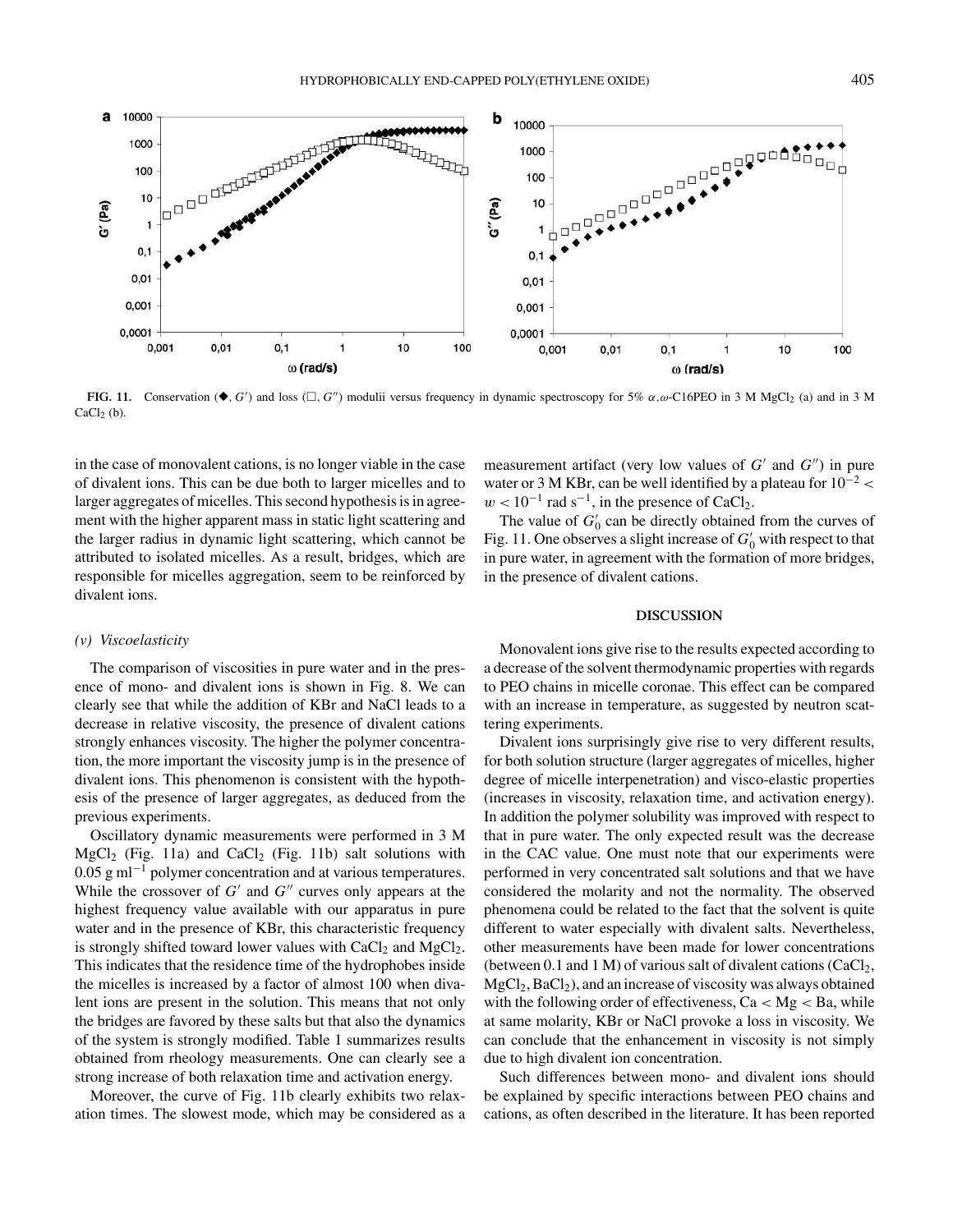FIG. 11. Conservation (◆, $G'$) and loss (□, $G''$) modulii versus frequency in dynamic spectroscopy for 5% $\alpha,\omega$-C16PEO in 3 M $MgCl_2$ (a) and in 3 M $CaCl_2$ (b).

in the case of monovalent cations, is no longer viable in the case of divalent ions. This can be due both to larger micelles and to larger aggregates of micelles. This second hypothesis is in agreement with the higher apparent mass in static light scattering and the larger radius in dynamic light scattering, which cannot be attributed to isolated micelles. As a result, bridges, which are responsible for micelles aggregation, seem to be reinforced by divalent ions.

### *(v) Viscoelasticity*

The comparison of viscosities in pure water and in the presence of mono- and divalent ions is shown in Fig. 8. We can clearly see that while the addition of KBr and NaCl leads to a decrease in relative viscosity, the presence of divalent cations strongly enhances viscosity. The higher the polymer concentration, the more important the viscosity jump is in the presence of divalent ions. This phenomenon is consistent with the hypothesis of the presence of larger aggregates, as deduced from the previous experiments.

Oscillatory dynamic measurements were performed in 3 M $MgCl_2$ (Fig. 11a) and $CaCl_2$ (Fig. 11b) salt solutions with $0.05\ g\ ml^{-1}$ polymer concentration and at various temperatures. While the crossover of $G'$ and $G''$ curves only appears at the highest frequency value available with our apparatus in pure water and in the presence of KBr, this characteristic frequency is strongly shifted toward lower values with $CaCl_2$ and $MgCl_2$. This indicates that the residence time of the hydrophobes inside the micelles is increased by a factor of almost 100 when divalent ions are present in the solution. This means that not only the bridges are favored by these salts but that also the dynamics of the system is strongly modified. Table 1 summarizes results obtained from rheology measurements. One can clearly see a strong increase of both relaxation time and activation energy.

Moreover, the curve of Fig. 11b clearly exhibits two relaxation times. The slowest mode, which may be considered as a measurement artifact (very low values of $G'$ and $G''$) in pure water or 3 M KBr, can be well identified by a plateau for $10^{-2} < w < 10^{-1}\ rad\ s^{-1}$, in the presence of $CaCl_2$.

The value of $G'_0$ can be directly obtained from the curves of Fig. 11. One observes a slight increase of $G'_0$ with respect to that in pure water, in agreement with the formation of more bridges, in the presence of divalent cations.

## DISCUSSION

Monovalent ions give rise to the results expected according to a decrease of the solvent thermodynamic properties with regards to PEO chains in micelle coronae. This effect can be compared with an increase in temperature, as suggested by neutron scattering experiments.

Divalent ions surprisingly give rise to very different results, for both solution structure (larger aggregates of micelles, higher degree of micelle interpenetration) and visco-elastic properties (increases in viscosity, relaxation time, and activation energy). In addition the polymer solubility was improved with respect to that in pure water. The only expected result was the decrease in the CAC value. One must note that our experiments were performed in very concentrated salt solutions and that we have considered the molarity and not the normality. The observed phenomena could be related to the fact that the solvent is quite different to water especially with divalent salts. Nevertheless, other measurements have been made for lower concentrations (between 0.1 and 1 M) of various salt of divalent cations ($CaCl_2$, $MgCl_2$, $BaCl_2$), and an increase of viscosity was always obtained with the following order of effectiveness, Ca < Mg < Ba, while at same molarity, KBr or NaCl provoke a loss in viscosity. We can conclude that the enhancement in viscosity is not simply due to high divalent ion concentration.

Such differences between mono- and divalent ions should be explained by specific interactions between PEO chains and cations, as often described in the literature. It has been reported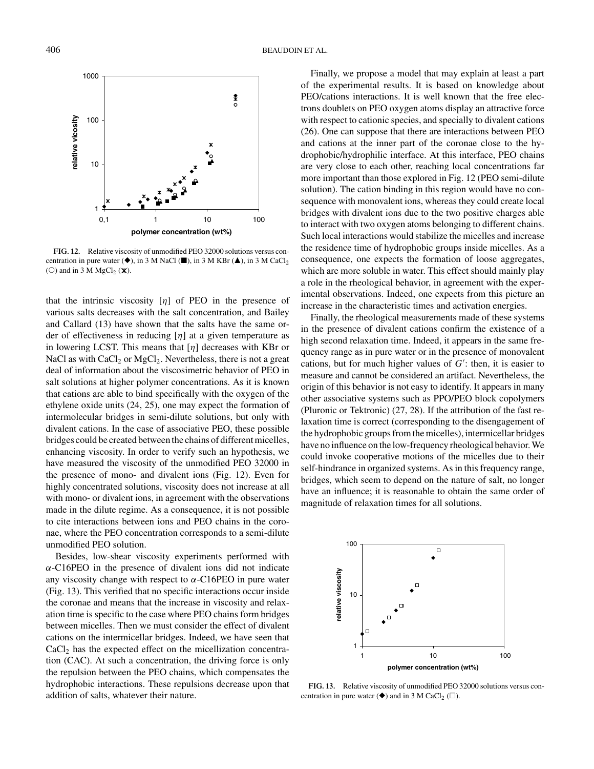FIG. 12. Relative viscosity of unmodified PEO 32000 solutions versus concentration in pure water (◆), in 3 M NaCl (■), in 3 M KBr (▲), in 3 M $CaCl_2$ (○) and in 3 M $MgCl_2$ (✖).

that the intrinsic viscosity [$\eta$] of PEO in the presence of various salts decreases with the salt concentration, and Bailey and Callard (13) have shown that the salts have the same order of effectiveness in reducing [$\eta$] at a given temperature as in lowering LCST. This means that [$\eta$] decreases with KBr or NaCl as with $CaCl_2$ or $MgCl_2$. Nevertheless, there is not a great deal of information about the viscosimetric behavior of PEO in salt solutions at higher polymer concentrations. As it is known that cations are able to bind specifically with the oxygen of the ethylene oxide units (24, 25), one may expect the formation of intermolecular bridges in semi-dilute solutions, but only with divalent cations. In the case of associative PEO, these possible bridges could be created between the chains of different micelles, enhancing viscosity. In order to verify such an hypothesis, we have measured the viscosity of the unmodified PEO 32000 in the presence of mono- and divalent ions (Fig. 12). Even for highly concentrated solutions, viscosity does not increase at all with mono- or divalent ions, in agreement with the observations made in the dilute regime. As a consequence, it is not possible to cite interactions between ions and PEO chains in the coronae, where the PEO concentration corresponds to a semi-dilute unmodified PEO solution.

Besides, low-shear viscosity experiments performed with $\alpha$-C16PEO in the presence of divalent ions did not indicate any viscosity change with respect to $\alpha$-C16PEO in pure water (Fig. 13). This verified that no specific interactions occur inside the coronae and means that the increase in viscosity and relaxation time is specific to the case where PEO chains form bridges between micelles. Then we must consider the effect of divalent cations on the intermicellar bridges. Indeed, we have seen that $CaCl_2$ has the expected effect on the micellization concentration (CAC). At such a concentration, the driving force is only the repulsion between the PEO chains, which compensates the hydrophobic interactions. These repulsions decrease upon that addition of salts, whatever their nature.

Finally, we propose a model that may explain at least a part of the experimental results. It is based on knowledge about PEO/cations interactions. It is well known that the free electrons doublets on PEO oxygen atoms display an attractive force with respect to cationic species, and specially to divalent cations (26). One can suppose that there are interactions between PEO and cations at the inner part of the coronae close to the hydrophobic/hydrophilic interface. At this interface, PEO chains are very close to each other, reaching local concentrations far more important than those explored in Fig. 12 (PEO semi-dilute solution). The cation binding in this region would have no consequence with monovalent ions, whereas they could create local bridges with divalent ions due to the two positive charges able to interact with two oxygen atoms belonging to different chains. Such local interactions would stabilize the micelles and increase the residence time of hydrophobic groups inside micelles. As a consequence, one expects the formation of loose aggregates, which are more soluble in water. This effect should mainly play a role in the rheological behavior, in agreement with the experimental observations. Indeed, one expects from this picture an increase in the characteristic times and activation energies.

Finally, the rheological measurements made of these systems in the presence of divalent cations confirm the existence of a high second relaxation time. Indeed, it appears in the same frequency range as in pure water or in the presence of monovalent cations, but for much higher values of $G'$: then, it is easier to measure and cannot be considered an artifact. Nevertheless, the origin of this behavior is not easy to identify. It appears in many other associative systems such as PPO/PEO block copolymers (Pluronic or Tektronic) (27, 28). If the attribution of the fast relaxation time is correct (corresponding to the disengagement of the hydrophobic groups from the micelles), intermicellar bridges have no influence on the low-frequency rheological behavior. We could invoke cooperative motions of the micelles due to their self-hindrance in organized systems. As in this frequency range, bridges, which seem to depend on the nature of salt, no longer have an influence; it is reasonable to obtain the same order of magnitude of relaxation times for all solutions.

FIG. 13. Relative viscosity of unmodified PEO 32000 solutions versus concentration in pure water (◆) and in 3 M $CaCl_2$ (□).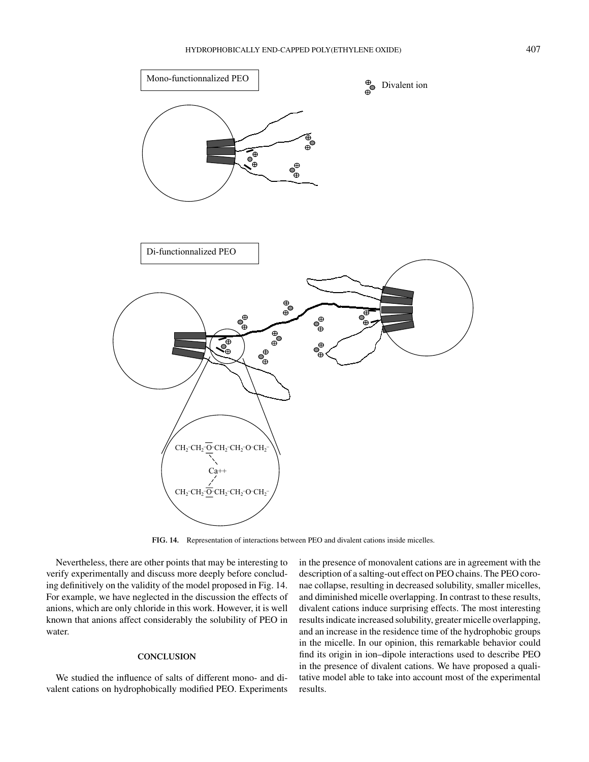FIG. 14. Representation of interactions between PEO and divalent cations inside micelles.

Nevertheless, there are other points that may be interesting to verify experimentally and discuss more deeply before concluding definitively on the validity of the model proposed in Fig. 14. For example, we have neglected in the discussion the effects of anions, which are only chloride in this work. However, it is well known that anions affect considerably the solubility of PEO in water.

## CONCLUSION

We studied the influence of salts of different mono- and divalent cations on hydrophobically modified PEO. Experiments in the presence of monovalent cations are in agreement with the description of a salting-out effect on PEO chains. The PEO coronae collapse, resulting in decreased solubility, smaller micelles, and diminished micelle overlapping. In contrast to these results, divalent cations induce surprising effects. The most interesting results indicate increased solubility, greater micelle overlapping, and an increase in the residence time of the hydrophobic groups in the micelle. In our opinion, this remarkable behavior could find its origin in ion–dipole interactions used to describe PEO in the presence of divalent cations. We have proposed a qualitative model able to take into account most of the experimental results.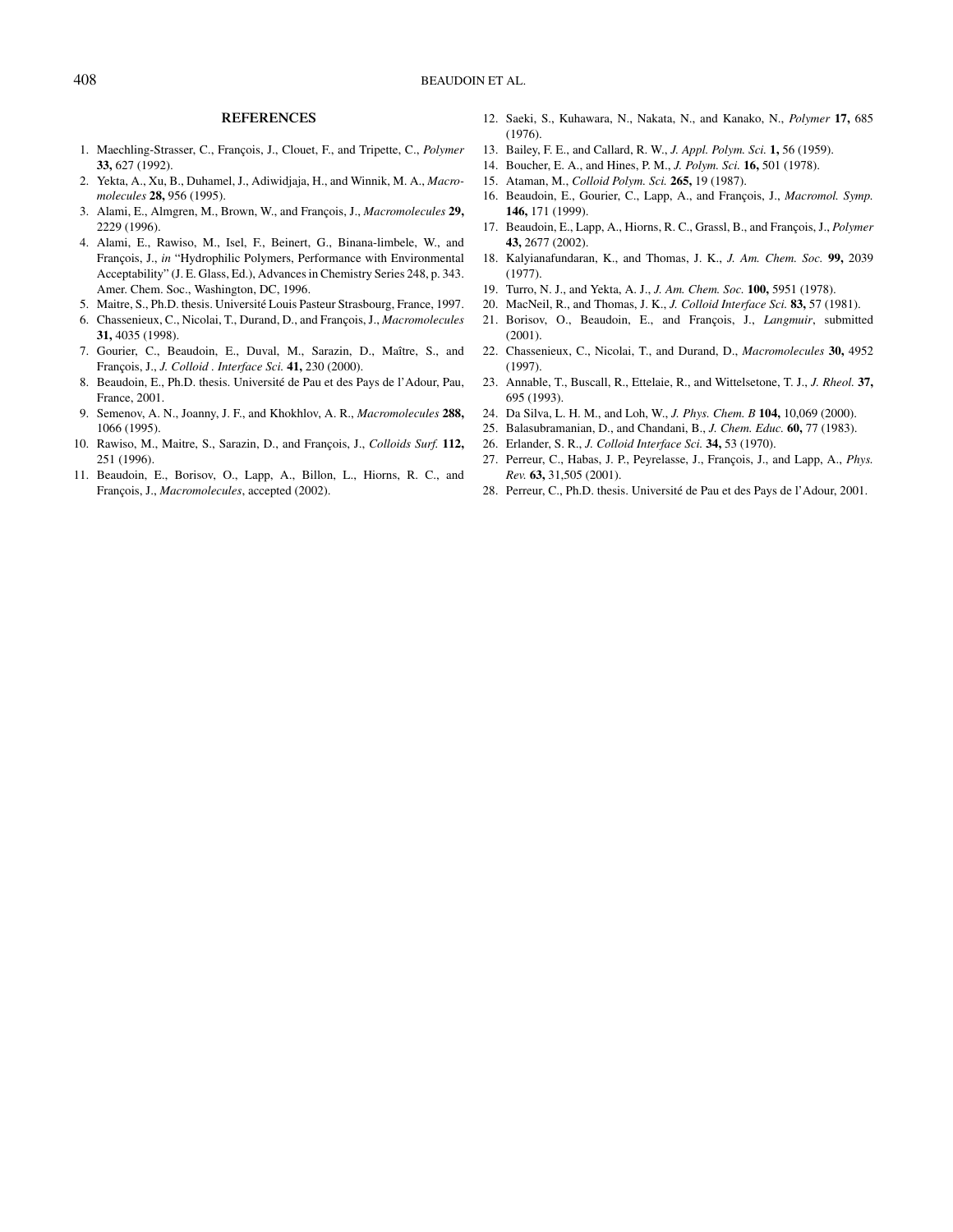## REFERENCES

1. Maechling-Strasser, C., François, J., Clouet, F., and Tripette, C., *Polymer* **33,** 627 (1992).
2. Yekta, A., Xu, B., Duhamel, J., Adiwidjaja, H., and Winnik, M. A., *Macromolecules* **28,** 956 (1995).
3. Alami, E., Almgren, M., Brown, W., and François, J., *Macromolecules* **29,** 2229 (1996).
4. Alami, E., Rawiso, M., Isel, F., Beinert, G., Binana-limbele, W., and François, J., *in* "Hydrophilic Polymers, Performance with Environmental Acceptability" (J. E. Glass, Ed.), Advances in Chemistry Series 248, p. 343. Amer. Chem. Soc., Washington, DC, 1996.
5. Maitre, S., Ph.D. thesis. Université Louis Pasteur Strasbourg, France, 1997.
6. Chassenieux, C., Nicolai, T., Durand, D., and François, J., *Macromolecules* **31,** 4035 (1998).
7. Gourier, C., Beaudoin, E., Duval, M., Sarazin, D., Maître, S., and François, J., *J. Colloid . Interface Sci.* **41,** 230 (2000).
8. Beaudoin, E., Ph.D. thesis. Université de Pau et des Pays de l'Adour, Pau, France, 2001.
9. Semenov, A. N., Joanny, J. F., and Khokhlov, A. R., *Macromolecules* **288,** 1066 (1995).
10. Rawiso, M., Maitre, S., Sarazin, D., and François, J., *Colloids Surf.* **112,** 251 (1996).
11. Beaudoin, E., Borisov, O., Lapp, A., Billon, L., Hiorns, R. C., and François, J., *Macromolecules*, accepted (2002).
12. Saeki, S., Kuhawara, N., Nakata, N., and Kanako, N., *Polymer* **17,** 685 (1976).
13. Bailey, F. E., and Callard, R. W., *J. Appl. Polym. Sci.* **1,** 56 (1959).
14. Boucher, E. A., and Hines, P. M., *J. Polym. Sci.* **16,** 501 (1978).
15. Ataman, M., *Colloid Polym. Sci.* **265,** 19 (1987).
16. Beaudoin, E., Gourier, C., Lapp, A., and François, J., *Macromol. Symp.* **146,** 171 (1999).
17. Beaudoin, E., Lapp, A., Hiorns, R. C., Grassl, B., and François, J., *Polymer* **43,** 2677 (2002).
18. Kalyianafundaran, K., and Thomas, J. K., *J. Am. Chem. Soc.* **99,** 2039 (1977).
19. Turro, N. J., and Yekta, A. J., *J. Am. Chem. Soc.* **100,** 5951 (1978).
20. MacNeil, R., and Thomas, J. K., *J. Colloid Interface Sci.* **83,** 57 (1981).
21. Borisov, O., Beaudoin, E., and François, J., *Langmuir*, submitted (2001).
22. Chassenieux, C., Nicolai, T., and Durand, D., *Macromolecules* **30,** 4952 (1997).
23. Annable, T., Buscall, R., Ettelaie, R., and Wittelsetone, T. J., *J. Rheol.* **37,** 695 (1993).
24. Da Silva, L. H. M., and Loh, W., *J. Phys. Chem. B* **104,** 10,069 (2000).
25. Balasubramanian, D., and Chandani, B., *J. Chem. Educ.* **60,** 77 (1983).
26. Erlander, S. R., *J. Colloid Interface Sci.* **34,** 53 (1970).
27. Perreur, C., Habas, J. P., Peyrelasse, J., François, J., and Lapp, A., *Phys. Rev.* **63,** 31,505 (2001).
28. Perreur, C., Ph.D. thesis. Université de Pau et des Pays de l'Adour, 2001.